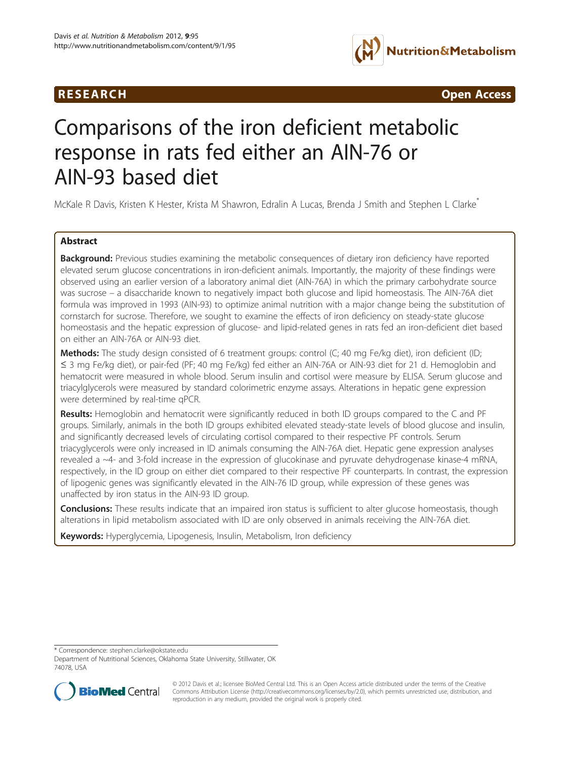RESEARCH Open Access

# Comparisons of the iron deficient metabolic response in rats fed either an AIN-76 or AIN-93 based diet

McKale R Davis, Kristen K Hester, Krista M Shawron, Edralin A Lucas, Brenda J Smith and Stephen L Clarke*

## Abstract

**Background:** Previous studies examining the metabolic consequences of dietary iron deficiency have reported elevated serum glucose concentrations in iron-deficient animals. Importantly, the majority of these findings were observed using an earlier version of a laboratory animal diet (AIN-76A) in which the primary carbohydrate source was sucrose – a disaccharide known to negatively impact both glucose and lipid homeostasis. The AIN-76A diet formula was improved in 1993 (AIN-93) to optimize animal nutrition with a major change being the substitution of cornstarch for sucrose. Therefore, we sought to examine the effects of iron deficiency on steady-state glucose homeostasis and the hepatic expression of glucose- and lipid-related genes in rats fed an iron-deficient diet based on either an AIN-76A or AIN-93 diet.

**Methods:** The study design consisted of 6 treatment groups: control (C; 40 mg Fe/kg diet), iron deficient (ID; ≤ 3 mg Fe/kg diet), or pair-fed (PF; 40 mg Fe/kg) fed either an AIN-76A or AIN-93 diet for 21 d. Hemoglobin and hematocrit were measured in whole blood. Serum insulin and cortisol were measure by ELISA. Serum glucose and triacylglycerols were measured by standard colorimetric enzyme assays. Alterations in hepatic gene expression were determined by real-time qPCR.

**Results:** Hemoglobin and hematocrit were significantly reduced in both ID groups compared to the C and PF groups. Similarly, animals in the both ID groups exhibited elevated steady-state levels of blood glucose and insulin, and significantly decreased levels of circulating cortisol compared to their respective PF controls. Serum triacylglycerols were only increased in ID animals consuming the AIN-76A diet. Hepatic gene expression analyses revealed a ~4- and 3-fold increase in the expression of glucokinase and pyruvate dehydrogenase kinase-4 mRNA, respectively, in the ID group on either diet compared to their respective PF counterparts. In contrast, the expression of lipogenic genes was significantly elevated in the AIN-76 ID group, while expression of these genes was unaffected by iron status in the AIN-93 ID group.

**Conclusions:** These results indicate that an impaired iron status is sufficient to alter glucose homeostasis, though alterations in lipid metabolism associated with ID are only observed in animals receiving the AIN-76A diet.

**Keywords:** Hyperglycemia, Lipogenesis, Insulin, Metabolism, Iron deficiency

\* Correspondence: stephen.clarke@okstate.edu
Department of Nutritional Sciences, Oklahoma State University, Stillwater, OK 74078, USA

© 2012 Davis et al.; licensee BioMed Central Ltd. This is an Open Access article distributed under the terms of the Creative Commons Attribution License (http://creativecommons.org/licenses/by/2.0), which permits unrestricted use, distribution, and reproduction in any medium, provided the original work is properly cited.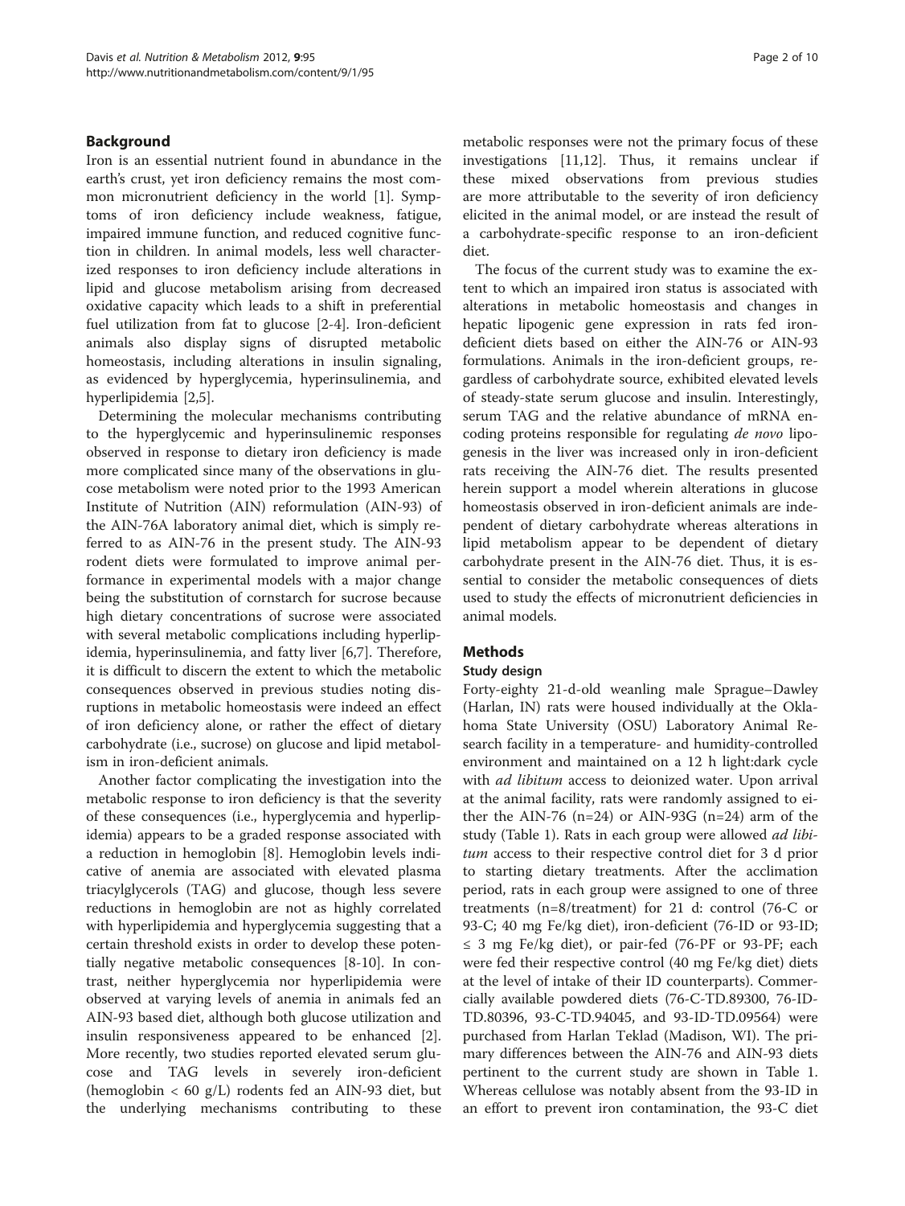## Background

Iron is an essential nutrient found in abundance in the earth's crust, yet iron deficiency remains the most common micronutrient deficiency in the world [1]. Symptoms of iron deficiency include weakness, fatigue, impaired immune function, and reduced cognitive function in children. In animal models, less well characterized responses to iron deficiency include alterations in lipid and glucose metabolism arising from decreased oxidative capacity which leads to a shift in preferential fuel utilization from fat to glucose [2-4]. Iron-deficient animals also display signs of disrupted metabolic homeostasis, including alterations in insulin signaling, as evidenced by hyperglycemia, hyperinsulinemia, and hyperlipidemia [2,5].

Determining the molecular mechanisms contributing to the hyperglycemic and hyperinsulinemic responses observed in response to dietary iron deficiency is made more complicated since many of the observations in glucose metabolism were noted prior to the 1993 American Institute of Nutrition (AIN) reformulation (AIN-93) of the AIN-76A laboratory animal diet, which is simply referred to as AIN-76 in the present study. The AIN-93 rodent diets were formulated to improve animal performance in experimental models with a major change being the substitution of cornstarch for sucrose because high dietary concentrations of sucrose were associated with several metabolic complications including hyperlipidemia, hyperinsulinemia, and fatty liver [6,7]. Therefore, it is difficult to discern the extent to which the metabolic consequences observed in previous studies noting disruptions in metabolic homeostasis were indeed an effect of iron deficiency alone, or rather the effect of dietary carbohydrate (i.e., sucrose) on glucose and lipid metabolism in iron-deficient animals.

Another factor complicating the investigation into the metabolic response to iron deficiency is that the severity of these consequences (i.e., hyperglycemia and hyperlipidemia) appears to be a graded response associated with a reduction in hemoglobin [8]. Hemoglobin levels indicative of anemia are associated with elevated plasma triacylglycerols (TAG) and glucose, though less severe reductions in hemoglobin are not as highly correlated with hyperlipidemia and hyperglycemia suggesting that a certain threshold exists in order to develop these potentially negative metabolic consequences [8-10]. In contrast, neither hyperglycemia nor hyperlipidemia were observed at varying levels of anemia in animals fed an AIN-93 based diet, although both glucose utilization and insulin responsiveness appeared to be enhanced [2]. More recently, two studies reported elevated serum glucose and TAG levels in severely iron-deficient (hemoglobin < 60 g/L) rodents fed an AIN-93 diet, but the underlying mechanisms contributing to these metabolic responses were not the primary focus of these investigations [11,12]. Thus, it remains unclear if these mixed observations from previous studies are more attributable to the severity of iron deficiency elicited in the animal model, or are instead the result of a carbohydrate-specific response to an iron-deficient diet.

The focus of the current study was to examine the extent to which an impaired iron status is associated with alterations in metabolic homeostasis and changes in hepatic lipogenic gene expression in rats fed iron-deficient diets based on either the AIN-76 or AIN-93 formulations. Animals in the iron-deficient groups, regardless of carbohydrate source, exhibited elevated levels of steady-state serum glucose and insulin. Interestingly, serum TAG and the relative abundance of mRNA encoding proteins responsible for regulating *de novo* lipogenesis in the liver was increased only in iron-deficient rats receiving the AIN-76 diet. The results presented herein support a model wherein alterations in glucose homeostasis observed in iron-deficient animals are independent of dietary carbohydrate whereas alterations in lipid metabolism appear to be dependent of dietary carbohydrate present in the AIN-76 diet. Thus, it is essential to consider the metabolic consequences of diets used to study the effects of micronutrient deficiencies in animal models.

## Methods

### Study design

Forty-eighty 21-d-old weanling male Sprague–Dawley (Harlan, IN) rats were housed individually at the Oklahoma State University (OSU) Laboratory Animal Research facility in a temperature- and humidity-controlled environment and maintained on a 12 h light:dark cycle with *ad libitum* access to deionized water. Upon arrival at the animal facility, rats were randomly assigned to either the AIN-76 (n=24) or AIN-93G (n=24) arm of the study (Table 1). Rats in each group were allowed *ad libitum* access to their respective control diet for 3 d prior to starting dietary treatments. After the acclimation period, rats in each group were assigned to one of three treatments (n=8/treatment) for 21 d: control (76-C or 93-C; 40 mg Fe/kg diet), iron-deficient (76-ID or 93-ID; ≤ 3 mg Fe/kg diet), or pair-fed (76-PF or 93-PF; each were fed their respective control (40 mg Fe/kg diet) diets at the level of intake of their ID counterparts). Commercially available powdered diets (76-C-TD.89300, 76-ID-TD.80396, 93-C-TD.94045, and 93-ID-TD.09564) were purchased from Harlan Teklad (Madison, WI). The primary differences between the AIN-76 and AIN-93 diets pertinent to the current study are shown in Table 1. Whereas cellulose was notably absent from the 93-ID in an effort to prevent iron contamination, the 93-C diet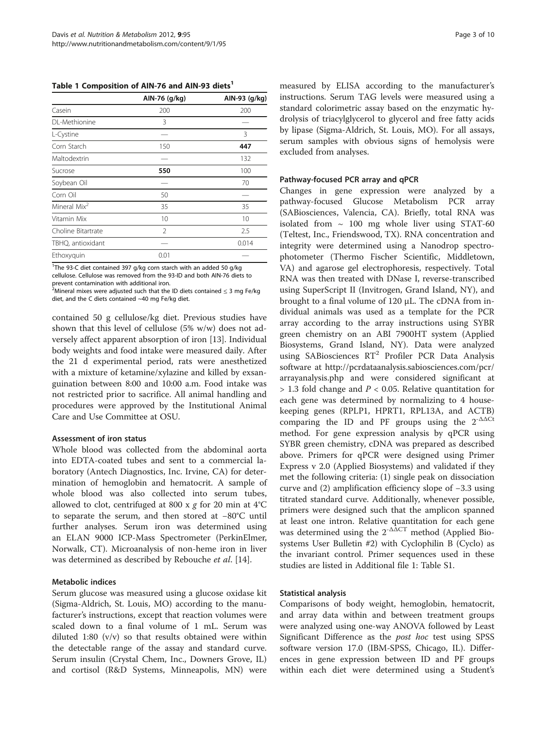**Table 1 Composition of AIN-76 and AIN-93 diets[1]**

| | AIN-76 (g/kg) | AIN-93 (g/kg) |
|---|---|---|
| Casein | 200 | 200 |
| DL-Methionine | 3 | — |
| L-Cystine | — | 3 |
| Corn Starch | 150 | **447** |
| Maltodextrin | — | 132 |
| Sucrose | **550** | 100 |
| Soybean Oil | — | 70 |
| Corn Oil | 50 | — |
| Mineral Mix[2] | 35 | 35 |
| Vitamin Mix | 10 | 10 |
| Choline Bitartrate | 2 | 2.5 |
| TBHQ, antioxidant | — | 0.014 |
| Ethoxyquin | 0.01 | — |

[1]The 93-C diet contained 397 g/kg corn starch with an added 50 g/kg cellulose. Cellulose was removed from the 93-ID and both AIN-76 diets to prevent contamination with additional iron.
[2]Mineral mixes were adjusted such that the ID diets contained ≤ 3 mg Fe/kg diet, and the C diets contained ~40 mg Fe/kg diet.

contained 50 g cellulose/kg diet. Previous studies have shown that this level of cellulose (5% w/w) does not adversely affect apparent absorption of iron [13]. Individual body weights and food intake were measured daily. After the 21 d experimental period, rats were anesthetized with a mixture of ketamine/xylazine and killed by exsanguination between 8:00 and 10:00 a.m. Food intake was not restricted prior to sacrifice. All animal handling and procedures were approved by the Institutional Animal Care and Use Committee at OSU.

### Assessment of iron status

Whole blood was collected from the abdominal aorta into EDTA-coated tubes and sent to a commercial laboratory (Antech Diagnostics, Inc. Irvine, CA) for determination of hemoglobin and hematocrit. A sample of whole blood was also collected into serum tubes, allowed to clot, centrifuged at 800 x *g* for 20 min at 4°C to separate the serum, and then stored at −80°C until further analyses. Serum iron was determined using an ELAN 9000 ICP-Mass Spectrometer (PerkinElmer, Norwalk, CT). Microanalysis of non-heme iron in liver was determined as described by Rebouche *et al*. [14].

### Metabolic indices

Serum glucose was measured using a glucose oxidase kit (Sigma-Aldrich, St. Louis, MO) according to the manufacturer's instructions, except that reaction volumes were scaled down to a final volume of 1 mL. Serum was diluted 1:80 (v/v) so that results obtained were within the detectable range of the assay and standard curve. Serum insulin (Crystal Chem, Inc., Downers Grove, IL) and cortisol (R&D Systems, Minneapolis, MN) were measured by ELISA according to the manufacturer's instructions. Serum TAG levels were measured using a standard colorimetric assay based on the enzymatic hydrolysis of triacylglycerol to glycerol and free fatty acids by lipase (Sigma-Aldrich, St. Louis, MO). For all assays, serum samples with obvious signs of hemolysis were excluded from analyses.

### Pathway-focused PCR array and qPCR

Changes in gene expression were analyzed by a pathway-focused Glucose Metabolism PCR array (SABiosciences, Valencia, CA). Briefly, total RNA was isolated from ~ 100 mg whole liver using STAT-60 (Teltest, Inc., Friendswood, TX). RNA concentration and integrity were determined using a Nanodrop spectrophotometer (Thermo Fischer Scientific, Middletown, VA) and agarose gel electrophoresis, respectively. Total RNA was then treated with DNase I, reverse-transcribed using SuperScript II (Invitrogen, Grand Island, NY), and brought to a final volume of 120 μL. The cDNA from individual animals was used as a template for the PCR array according to the array instructions using SYBR green chemistry on an ABI 7900HT system (Applied Biosystems, Grand Island, NY). Data were analyzed using SABiosciences RT[2] Profiler PCR Data Analysis software at http://pcrdataanalysis.sabiosciences.com/pcr/arrayanalysis.php and were considered significant at > 1.3 fold change and $P < 0.05$. Relative quantitation for each gene was determined by normalizing to 4 housekeeping genes (RPLP1, HPRT1, RPL13A, and ACTB) comparing the ID and PF groups using the $2^{-\Delta\Delta Ct}$ method. For gene expression analysis by qPCR using SYBR green chemistry, cDNA was prepared as described above. Primers for qPCR were designed using Primer Express v 2.0 (Applied Biosystems) and validated if they met the following criteria: (1) single peak on dissociation curve and (2) amplification efficiency slope of −3.3 using titrated standard curve. Additionally, whenever possible, primers were designed such that the amplicon spanned at least one intron. Relative quantitation for each gene was determined using the $2^{-\Delta\Delta CT}$ method (Applied Biosystems User Bulletin #2) with Cyclophilin B (Cyclo) as the invariant control. Primer sequences used in these studies are listed in Additional file 1: Table S1.

### Statistical analysis

Comparisons of body weight, hemoglobin, hematocrit, and array data within and between treatment groups were analyzed using one-way ANOVA followed by Least Significant Difference as the *post hoc* test using SPSS software version 17.0 (IBM-SPSS, Chicago, IL). Differences in gene expression between ID and PF groups within each diet were determined using a Student's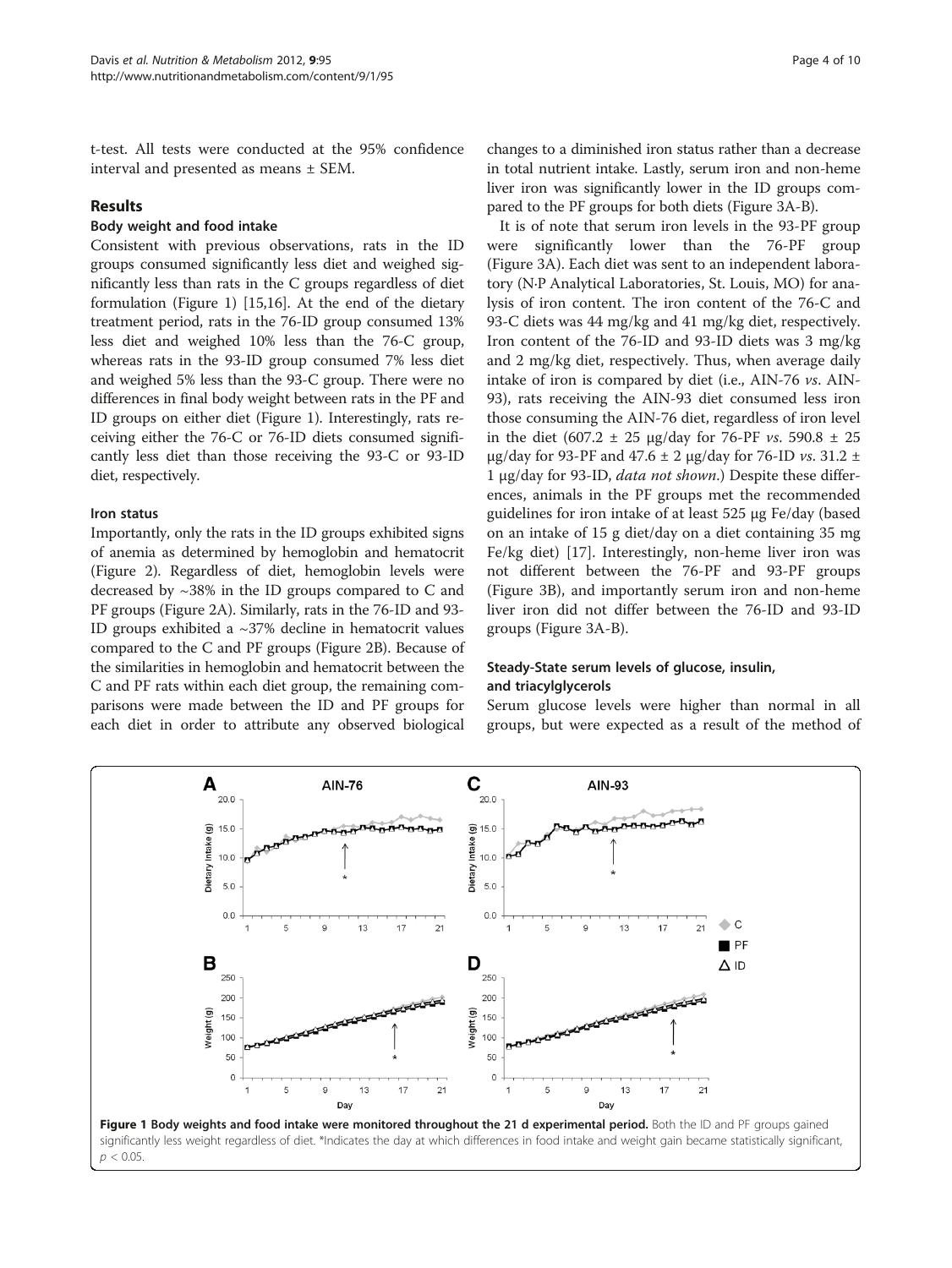t-test. All tests were conducted at the 95% confidence interval and presented as means ± SEM.

## Results

### Body weight and food intake

Consistent with previous observations, rats in the ID groups consumed significantly less diet and weighed significantly less than rats in the C groups regardless of diet formulation (Figure 1) [15,16]. At the end of the dietary treatment period, rats in the 76-ID group consumed 13% less diet and weighed 10% less than the 76-C group, whereas rats in the 93-ID group consumed 7% less diet and weighed 5% less than the 93-C group. There were no differences in final body weight between rats in the PF and ID groups on either diet (Figure 1). Interestingly, rats receiving either the 76-C or 76-ID diets consumed significantly less diet than those receiving the 93-C or 93-ID diet, respectively.

### Iron status

Importantly, only the rats in the ID groups exhibited signs of anemia as determined by hemoglobin and hematocrit (Figure 2). Regardless of diet, hemoglobin levels were decreased by ~38% in the ID groups compared to C and PF groups (Figure 2A). Similarly, rats in the 76-ID and 93-ID groups exhibited a ~37% decline in hematocrit values compared to the C and PF groups (Figure 2B). Because of the similarities in hemoglobin and hematocrit between the C and PF rats within each diet group, the remaining comparisons were made between the ID and PF groups for each diet in order to attribute any observed biological changes to a diminished iron status rather than a decrease in total nutrient intake. Lastly, serum iron and non-heme liver iron was significantly lower in the ID groups compared to the PF groups for both diets (Figure 3A-B).

It is of note that serum iron levels in the 93-PF group were significantly lower than the 76-PF group (Figure 3A). Each diet was sent to an independent laboratory (N·P Analytical Laboratories, St. Louis, MO) for analysis of iron content. The iron content of the 76-C and 93-C diets was 44 mg/kg and 41 mg/kg diet, respectively. Iron content of the 76-ID and 93-ID diets was 3 mg/kg and 2 mg/kg diet, respectively. Thus, when average daily intake of iron is compared by diet (i.e., AIN-76 *vs*. AIN-93), rats receiving the AIN-93 diet consumed less iron those consuming the AIN-76 diet, regardless of iron level in the diet (607.2 ± 25 μg/day for 76-PF *vs*. 590.8 ± 25 μg/day for 93-PF and 47.6 ± 2 μg/day for 76-ID *vs*. 31.2 ± 1 μg/day for 93-ID, *data not shown*.) Despite these differences, animals in the PF groups met the recommended guidelines for iron intake of at least 525 μg Fe/day (based on an intake of 15 g diet/day on a diet containing 35 mg Fe/kg diet) [17]. Interestingly, non-heme liver iron was not different between the 76-PF and 93-PF groups (Figure 3B), and importantly serum iron and non-heme liver iron did not differ between the 76-ID and 93-ID groups (Figure 3A-B).

### Steady-State serum levels of glucose, insulin, and triacylglycerols

Serum glucose levels were higher than normal in all groups, but were expected as a result of the method of

**Figure 1 Body weights and food intake were monitored throughout the 21 d experimental period.** Both the ID and PF groups gained significantly less weight regardless of diet. *Indicates the day at which differences in food intake and weight gain became statistically significant, $p < 0.05$.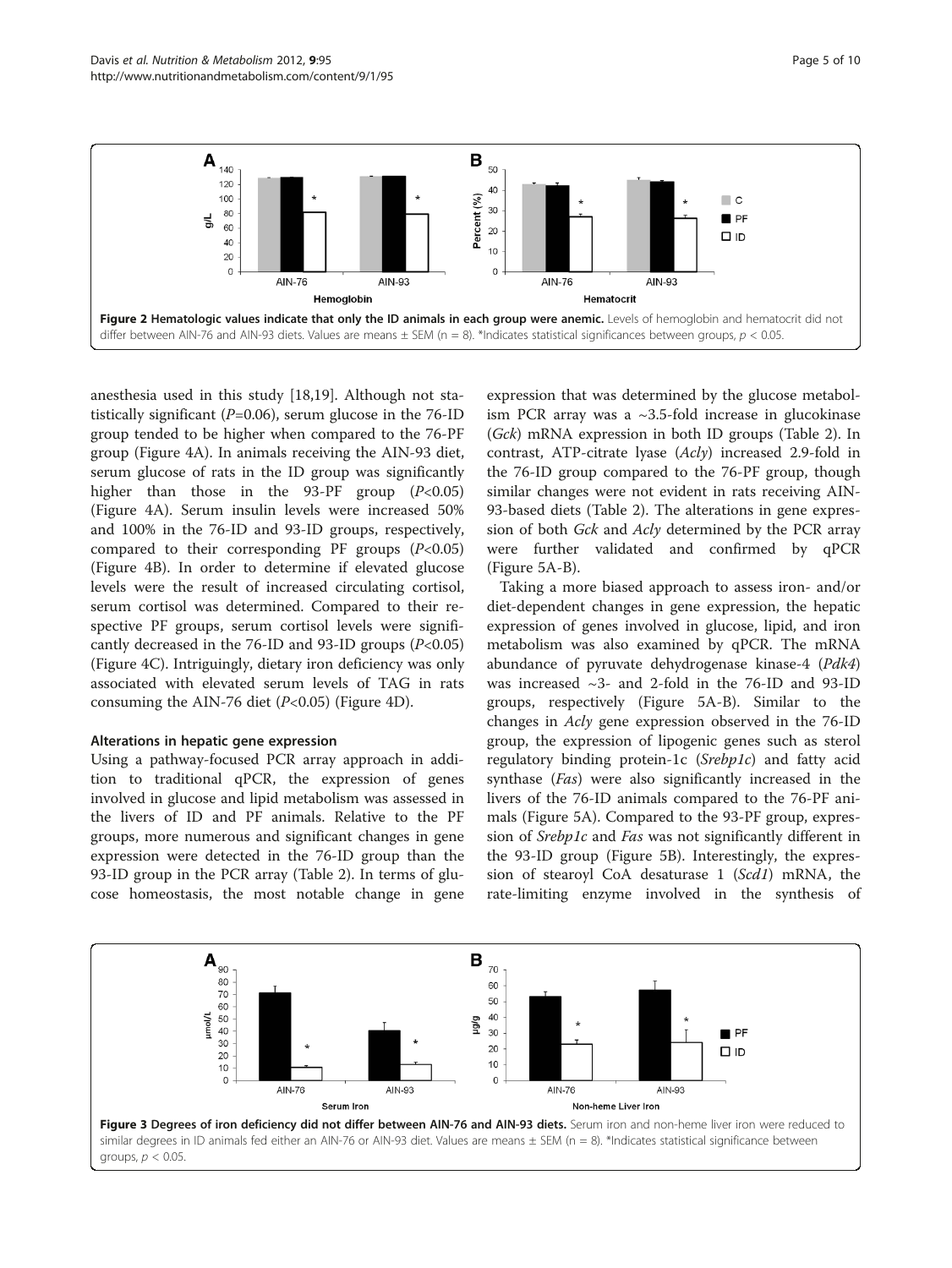Figure 2 **Hematologic values indicate that only the ID animals in each group were anemic.** Levels of hemoglobin and hematocrit did not differ between AIN-76 and AIN-93 diets. Values are means ± SEM (n = 8). *Indicates statistical significances between groups, $p < 0.05$.

anesthesia used in this study [18,19]. Although not statistically significant ($P$=0.06), serum glucose in the 76-ID group tended to be higher when compared to the 76-PF group (Figure 4A). In animals receiving the AIN-93 diet, serum glucose of rats in the ID group was significantly higher than those in the 93-PF group ($P$<0.05) (Figure 4A). Serum insulin levels were increased 50% and 100% in the 76-ID and 93-ID groups, respectively, compared to their corresponding PF groups ($P$<0.05) (Figure 4B). In order to determine if elevated glucose levels were the result of increased circulating cortisol, serum cortisol was determined. Compared to their respective PF groups, serum cortisol levels were significantly decreased in the 76-ID and 93-ID groups ($P$<0.05) (Figure 4C). Intriguingly, dietary iron deficiency was only associated with elevated serum levels of TAG in rats consuming the AIN-76 diet ($P$<0.05) (Figure 4D).

### Alterations in hepatic gene expression

Using a pathway-focused PCR array approach in addition to traditional qPCR, the expression of genes involved in glucose and lipid metabolism was assessed in the livers of ID and PF animals. Relative to the PF groups, more numerous and significant changes in gene expression were detected in the 76-ID group than the 93-ID group in the PCR array (Table 2). In terms of glucose homeostasis, the most notable change in gene expression that was determined by the glucose metabolism PCR array was a ~3.5-fold increase in glucokinase (*Gck*) mRNA expression in both ID groups (Table 2). In contrast, ATP-citrate lyase (*Acly*) increased 2.9-fold in the 76-ID group compared to the 76-PF group, though similar changes were not evident in rats receiving AIN-93-based diets (Table 2). The alterations in gene expression of both *Gck* and *Acly* determined by the PCR array were further validated and confirmed by qPCR (Figure 5A-B).

Taking a more biased approach to assess iron- and/or diet-dependent changes in gene expression, the hepatic expression of genes involved in glucose, lipid, and iron metabolism was also examined by qPCR. The mRNA abundance of pyruvate dehydrogenase kinase-4 (*Pdk4*) was increased ~3- and 2-fold in the 76-ID and 93-ID groups, respectively (Figure 5A-B). Similar to the changes in *Acly* gene expression observed in the 76-ID group, the expression of lipogenic genes such as sterol regulatory binding protein-1c (*Srebp1c*) and fatty acid synthase (*Fas*) were also significantly increased in the livers of the 76-ID animals compared to the 76-PF animals (Figure 5A). Compared to the 93-PF group, expression of *Srebp1c* and *Fas* was not significantly different in the 93-ID group (Figure 5B). Interestingly, the expression of stearoyl CoA desaturase 1 (*Scd1*) mRNA, the rate-limiting enzyme involved in the synthesis of

Figure 3 **Degrees of iron deficiency did not differ between AIN-76 and AIN-93 diets.** Serum iron and non-heme liver iron were reduced to similar degrees in ID animals fed either an AIN-76 or AIN-93 diet. Values are means ± SEM (n = 8). *Indicates statistical significance between groups, $p < 0.05$.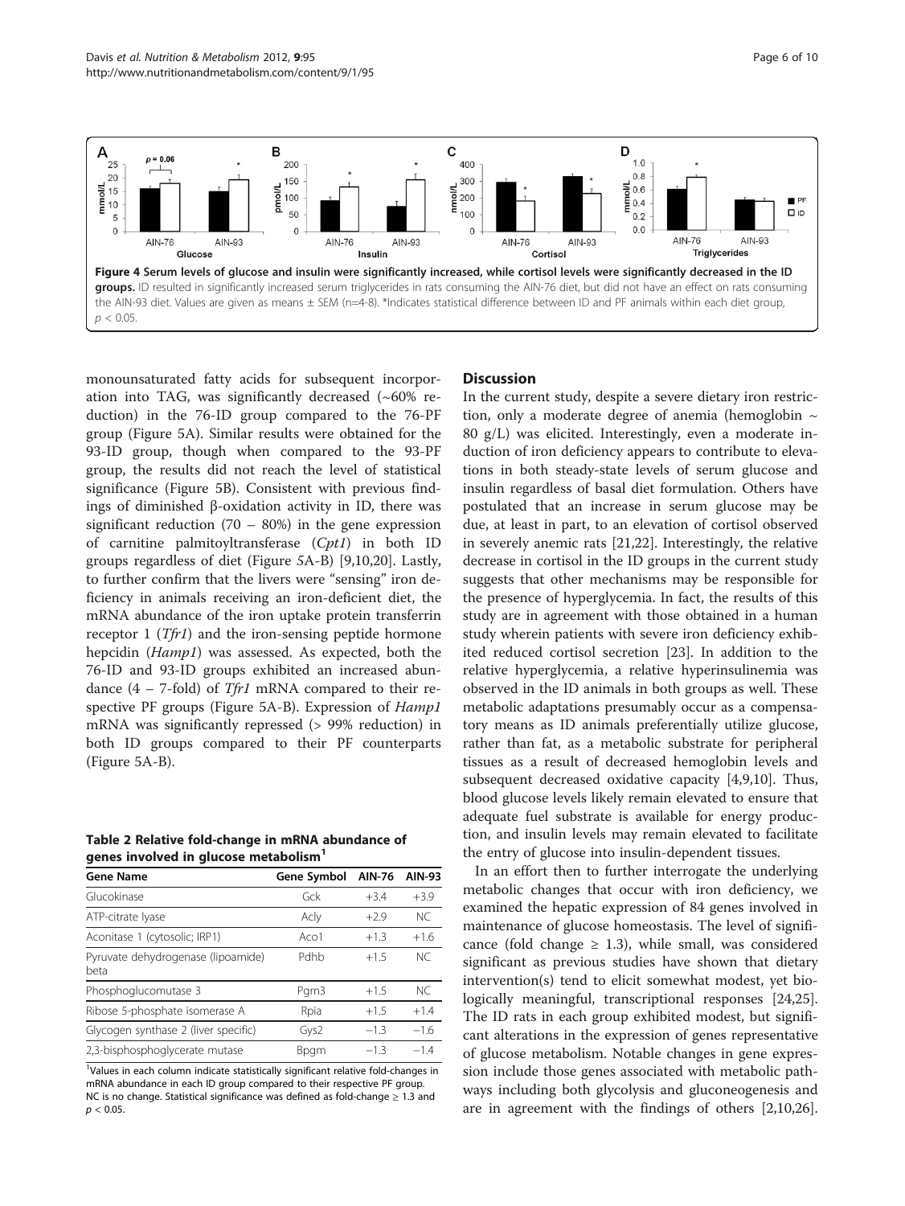**Figure 4 Serum levels of glucose and insulin were significantly increased, while cortisol levels were significantly decreased in the ID groups.** ID resulted in significantly increased serum triglycerides in rats consuming the AIN-76 diet, but did not have an effect on rats consuming the AIN-93 diet. Values are given as means ± SEM (n=4-8). *Indicates statistical difference between ID and PF animals within each diet group, $p < 0.05$.

monounsaturated fatty acids for subsequent incorporation into TAG, was significantly decreased (~60% reduction) in the 76-ID group compared to the 76-PF group (Figure 5A). Similar results were obtained for the 93-ID group, though when compared to the 93-PF group, the results did not reach the level of statistical significance (Figure 5B). Consistent with previous findings of diminished β-oxidation activity in ID, there was significant reduction (70 – 80%) in the gene expression of carnitine palmitoyltransferase (*Cpt1*) in both ID groups regardless of diet (Figure 5A-B) [9,10,20]. Lastly, to further confirm that the livers were "sensing" iron deficiency in animals receiving an iron-deficient diet, the mRNA abundance of the iron uptake protein transferrin receptor 1 (*Tfr1*) and the iron-sensing peptide hormone hepcidin (*Hamp1*) was assessed. As expected, both the 76-ID and 93-ID groups exhibited an increased abundance (4 – 7-fold) of *Tfr1* mRNA compared to their respective PF groups (Figure 5A-B). Expression of *Hamp1* mRNA was significantly repressed (> 99% reduction) in both ID groups compared to their PF counterparts (Figure 5A-B).

**Table 2 Relative fold-change in mRNA abundance of genes involved in glucose metabolism[1]**

| Gene Name | Gene Symbol | AIN-76 | AIN-93 |
|---|---|---|---|
| Glucokinase | Gck | +3.4 | +3.9 |
| ATP-citrate lyase | Acly | +2.9 | NC |
| Aconitase 1 (cytosolic; IRP1) | Aco1 | +1.3 | +1.6 |
| Pyruvate dehydrogenase (lipoamide) beta | Pdhb | +1.5 | NC |
| Phosphoglucomutase 3 | Pgm3 | +1.5 | NC |
| Ribose 5-phosphate isomerase A | Rpia | +1.5 | +1.4 |
| Glycogen synthase 2 (liver specific) | Gys2 | −1.3 | −1.6 |
| 2,3-bisphosphoglycerate mutase | Bpgm | −1.3 | −1.4 |

[1]Values in each column indicate statistically significant relative fold-changes in mRNA abundance in each ID group compared to their respective PF group. NC is no change. Statistical significance was defined as fold-change ≥ 1.3 and $p < 0.05$.

## Discussion

In the current study, despite a severe dietary iron restriction, only a moderate degree of anemia (hemoglobin ~ 80 g/L) was elicited. Interestingly, even a moderate induction of iron deficiency appears to contribute to elevations in both steady-state levels of serum glucose and insulin regardless of basal diet formulation. Others have postulated that an increase in serum glucose may be due, at least in part, to an elevation of cortisol observed in severely anemic rats [21,22]. Interestingly, the relative decrease in cortisol in the ID groups in the current study suggests that other mechanisms may be responsible for the presence of hyperglycemia. In fact, the results of this study are in agreement with those obtained in a human study wherein patients with severe iron deficiency exhibited reduced cortisol secretion [23]. In addition to the relative hyperglycemia, a relative hyperinsulinemia was observed in the ID animals in both groups as well. These metabolic adaptations presumably occur as a compensatory means as ID animals preferentially utilize glucose, rather than fat, as a metabolic substrate for peripheral tissues as a result of decreased hemoglobin levels and subsequent decreased oxidative capacity [4,9,10]. Thus, blood glucose levels likely remain elevated to ensure that adequate fuel substrate is available for energy production, and insulin levels may remain elevated to facilitate the entry of glucose into insulin-dependent tissues.

In an effort then to further interrogate the underlying metabolic changes that occur with iron deficiency, we examined the hepatic expression of 84 genes involved in maintenance of glucose homeostasis. The level of significance (fold change ≥ 1.3), while small, was considered significant as previous studies have shown that dietary intervention(s) tend to elicit somewhat modest, yet biologically meaningful, transcriptional responses [24,25]. The ID rats in each group exhibited modest, but significant alterations in the expression of genes representative of glucose metabolism. Notable changes in gene expression include those genes associated with metabolic pathways including both glycolysis and gluconeogenesis and are in agreement with the findings of others [2,10,26].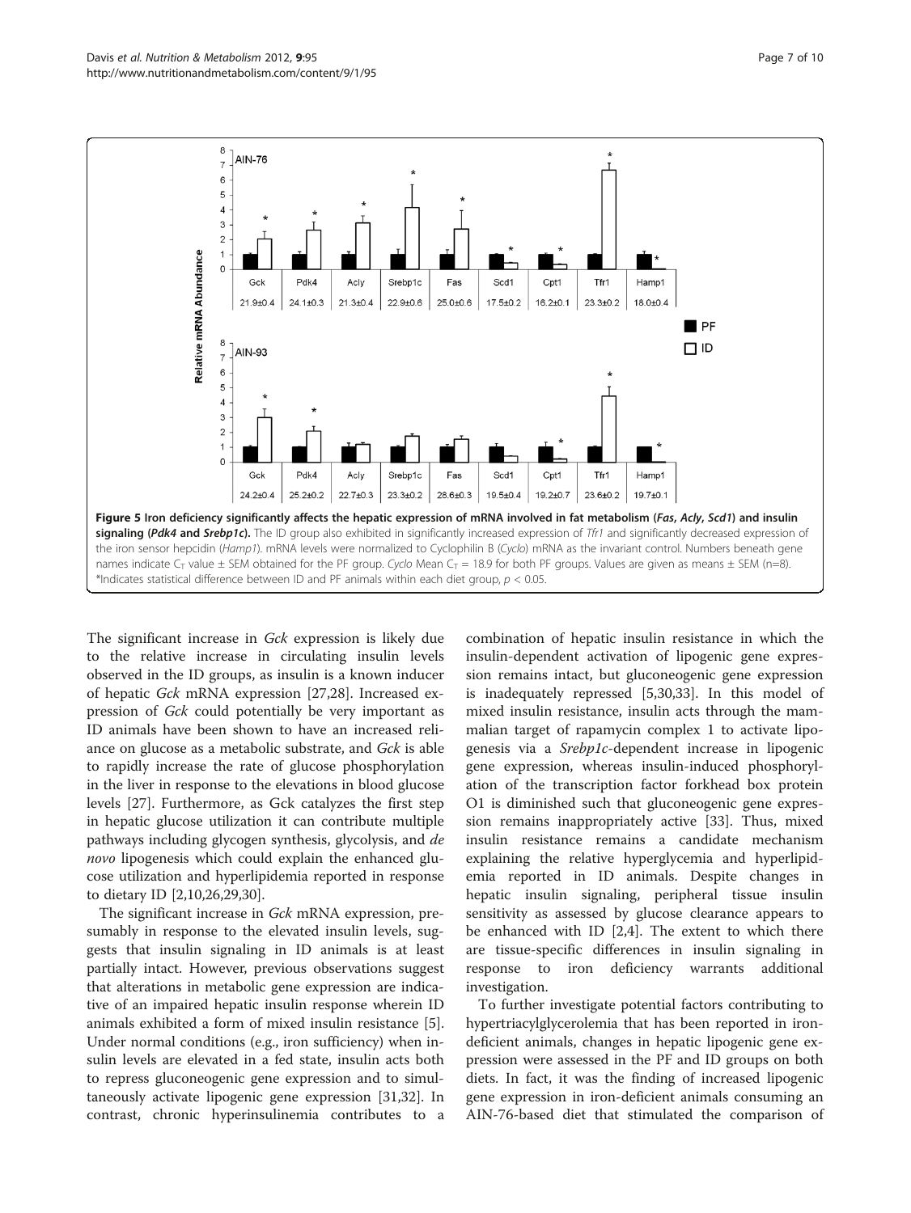**Figure 5 Iron deficiency significantly affects the hepatic expression of mRNA involved in fat metabolism (*Fas*, *Acly*, *Scd1*) and insulin signaling (*Pdk4* and *Srebp1c*).** The ID group also exhibited in significantly increased expression of *Tfr1* and significantly decreased expression of the iron sensor hepcidin (*Hamp1*). mRNA levels were normalized to Cyclophilin B (*Cyclo*) mRNA as the invariant control. Numbers beneath gene names indicate $C_T$ value ± SEM obtained for the PF group. *Cyclo* Mean $C_T$ = 18.9 for both PF groups. Values are given as means ± SEM (n=8). *Indicates statistical difference between ID and PF animals within each diet group, $p < 0.05$.

The significant increase in *Gck* expression is likely due to the relative increase in circulating insulin levels observed in the ID groups, as insulin is a known inducer of hepatic *Gck* mRNA expression [27,28]. Increased expression of *Gck* could potentially be very important as ID animals have been shown to have an increased reliance on glucose as a metabolic substrate, and *Gck* is able to rapidly increase the rate of glucose phosphorylation in the liver in response to the elevations in blood glucose levels [27]. Furthermore, as Gck catalyzes the first step in hepatic glucose utilization it can contribute multiple pathways including glycogen synthesis, glycolysis, and *de novo* lipogenesis which could explain the enhanced glucose utilization and hyperlipidemia reported in response to dietary ID [2,10,26,29,30].

The significant increase in *Gck* mRNA expression, presumably in response to the elevated insulin levels, suggests that insulin signaling in ID animals is at least partially intact. However, previous observations suggest that alterations in metabolic gene expression are indicative of an impaired hepatic insulin response wherein ID animals exhibited a form of mixed insulin resistance [5]. Under normal conditions (e.g., iron sufficiency) when insulin levels are elevated in a fed state, insulin acts both to repress gluconeogenic gene expression and to simultaneously activate lipogenic gene expression [31,32]. In contrast, chronic hyperinsulinemia contributes to a combination of hepatic insulin resistance in which the insulin-dependent activation of lipogenic gene expression remains intact, but gluconeogenic gene expression is inadequately repressed [5,30,33]. In this model of mixed insulin resistance, insulin acts through the mammalian target of rapamycin complex 1 to activate lipogenesis via a *Srebp1c*-dependent increase in lipogenic gene expression, whereas insulin-induced phosphorylation of the transcription factor forkhead box protein O1 is diminished such that gluconeogenic gene expression remains inappropriately active [33]. Thus, mixed insulin resistance remains a candidate mechanism explaining the relative hyperglycemia and hyperlipidemia reported in ID animals. Despite changes in hepatic insulin signaling, peripheral tissue insulin sensitivity as assessed by glucose clearance appears to be enhanced with ID [2,4]. The extent to which there are tissue-specific differences in insulin signaling in response to iron deficiency warrants additional investigation.

To further investigate potential factors contributing to hypertriacylglycerolemia that has been reported in iron-deficient animals, changes in hepatic lipogenic gene expression were assessed in the PF and ID groups on both diets. In fact, it was the finding of increased lipogenic gene expression in iron-deficient animals consuming an AIN-76-based diet that stimulated the comparison of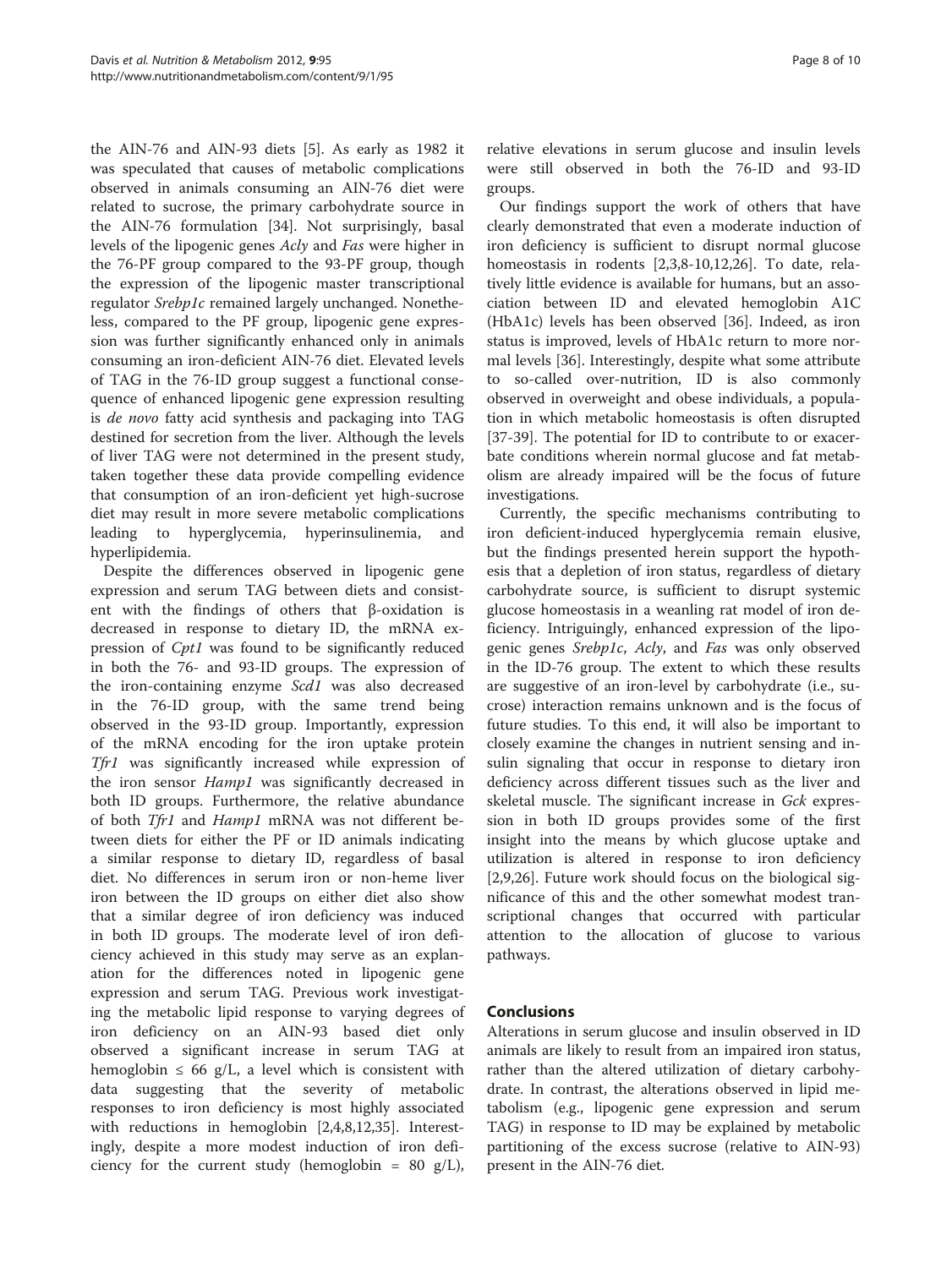the AIN-76 and AIN-93 diets [5]. As early as 1982 it was speculated that causes of metabolic complications observed in animals consuming an AIN-76 diet were related to sucrose, the primary carbohydrate source in the AIN-76 formulation [34]. Not surprisingly, basal levels of the lipogenic genes *Acly* and *Fas* were higher in the 76-PF group compared to the 93-PF group, though the expression of the lipogenic master transcriptional regulator *Srebp1c* remained largely unchanged. Nonetheless, compared to the PF group, lipogenic gene expression was further significantly enhanced only in animals consuming an iron-deficient AIN-76 diet. Elevated levels of TAG in the 76-ID group suggest a functional consequence of enhanced lipogenic gene expression resulting is *de novo* fatty acid synthesis and packaging into TAG destined for secretion from the liver. Although the levels of liver TAG were not determined in the present study, taken together these data provide compelling evidence that consumption of an iron-deficient yet high-sucrose diet may result in more severe metabolic complications leading to hyperglycemia, hyperinsulinemia, and hyperlipidemia.

Despite the differences observed in lipogenic gene expression and serum TAG between diets and consistent with the findings of others that β-oxidation is decreased in response to dietary ID, the mRNA expression of *Cpt1* was found to be significantly reduced in both the 76- and 93-ID groups. The expression of the iron-containing enzyme *Scd1* was also decreased in the 76-ID group, with the same trend being observed in the 93-ID group. Importantly, expression of the mRNA encoding for the iron uptake protein *Tfr1* was significantly increased while expression of the iron sensor *Hamp1* was significantly decreased in both ID groups. Furthermore, the relative abundance of both *Tfr1* and *Hamp1* mRNA was not different between diets for either the PF or ID animals indicating a similar response to dietary ID, regardless of basal diet. No differences in serum iron or non-heme liver iron between the ID groups on either diet also show that a similar degree of iron deficiency was induced in both ID groups. The moderate level of iron deficiency achieved in this study may serve as an explanation for the differences noted in lipogenic gene expression and serum TAG. Previous work investigating the metabolic lipid response to varying degrees of iron deficiency on an AIN-93 based diet only observed a significant increase in serum TAG at hemoglobin ≤ 66 g/L, a level which is consistent with data suggesting that the severity of metabolic responses to iron deficiency is most highly associated with reductions in hemoglobin [2,4,8,12,35]. Interestingly, despite a more modest induction of iron deficiency for the current study (hemoglobin = 80 g/L), relative elevations in serum glucose and insulin levels were still observed in both the 76-ID and 93-ID groups.

Our findings support the work of others that have clearly demonstrated that even a moderate induction of iron deficiency is sufficient to disrupt normal glucose homeostasis in rodents [2,3,8-10,12,26]. To date, relatively little evidence is available for humans, but an association between ID and elevated hemoglobin A1C (HbA1c) levels has been observed [36]. Indeed, as iron status is improved, levels of HbA1c return to more normal levels [36]. Interestingly, despite what some attribute to so-called over-nutrition, ID is also commonly observed in overweight and obese individuals, a population in which metabolic homeostasis is often disrupted [37-39]. The potential for ID to contribute to or exacerbate conditions wherein normal glucose and fat metabolism are already impaired will be the focus of future investigations.

Currently, the specific mechanisms contributing to iron deficient-induced hyperglycemia remain elusive, but the findings presented herein support the hypothesis that a depletion of iron status, regardless of dietary carbohydrate source, is sufficient to disrupt systemic glucose homeostasis in a weanling rat model of iron deficiency. Intriguingly, enhanced expression of the lipogenic genes *Srebp1c*, *Acly*, and *Fas* was only observed in the ID-76 group. The extent to which these results are suggestive of an iron-level by carbohydrate (i.e., sucrose) interaction remains unknown and is the focus of future studies. To this end, it will also be important to closely examine the changes in nutrient sensing and insulin signaling that occur in response to dietary iron deficiency across different tissues such as the liver and skeletal muscle. The significant increase in *Gck* expression in both ID groups provides some of the first insight into the means by which glucose uptake and utilization is altered in response to iron deficiency [2,9,26]. Future work should focus on the biological significance of this and the other somewhat modest transcriptional changes that occurred with particular attention to the allocation of glucose to various pathways.

## Conclusions

Alterations in serum glucose and insulin observed in ID animals are likely to result from an impaired iron status, rather than the altered utilization of dietary carbohydrate. In contrast, the alterations observed in lipid metabolism (e.g., lipogenic gene expression and serum TAG) in response to ID may be explained by metabolic partitioning of the excess sucrose (relative to AIN-93) present in the AIN-76 diet.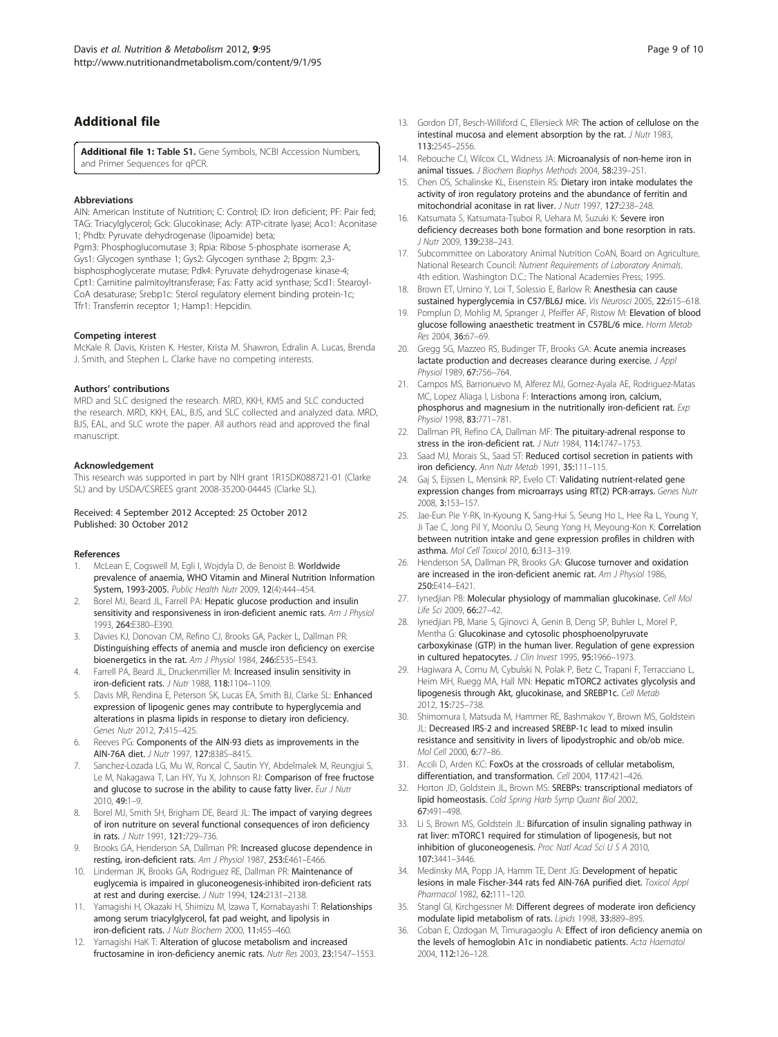## Additional file

**Additional file 1: Table S1.** Gene Symbols, NCBI Accession Numbers, and Primer Sequences for qPCR.

### Abbreviations

AIN: American Institute of Nutrition; C: Control; ID: Iron deficient; PF: Pair fed; TAG: Triacylglycerol; Gck: Glucokinase; Acly: ATP-citrate lyase; Aco1: Aconitase 1; Phdb: Pyruvate dehydrogenase (lipoamide) beta; Pgm3: Phosphoglucomutase 3; Rpia: Ribose 5-phosphate isomerase A; Gys1: Glycogen synthase 1; Gys2: Glycogen synthase 2; Bpgm: 2,3-bisphosphoglycerate mutase; Pdk4: Pyruvate dehydrogenase kinase-4; Cpt1: Carnitine palmitoyltransferase; Fas: Fatty acid synthase; Scd1: Stearoyl-CoA desaturase; Srebp1c: Sterol regulatory element binding protein-1c; Tfr1: Transferrin receptor 1; Hamp1: Hepcidin.

### Competing interest

McKale R. Davis, Kristen K. Hester, Krista M. Shawron, Edralin A. Lucas, Brenda J. Smith, and Stephen L. Clarke have no competing interests.

### Authors' contributions

MRD and SLC designed the research. MRD, KKH, KMS and SLC conducted the research. MRD, KKH, EAL, BJS, and SLC collected and analyzed data. MRD, BJS, EAL, and SLC wrote the paper. All authors read and approved the final manuscript.

### Acknowledgement

This research was supported in part by NIH grant 1R15DK088721-01 (Clarke SL) and by USDA/CSREES grant 2008-35200-04445 (Clarke SL).

Received: 4 September 2012 Accepted: 25 October 2012
Published: 30 October 2012

### References

1. McLean E, Cogswell M, Egli I, Wojdyla D, de Benoist B: **Worldwide prevalence of anaemia, WHO Vitamin and Mineral Nutrition Information System, 1993-2005.** *Public Health Nutr* 2009, **12**(4):444–454.
2. Borel MJ, Beard JL, Farrell PA: **Hepatic glucose production and insulin sensitivity and responsiveness in iron-deficient anemic rats.** *Am J Physiol* 1993, **264**:E380–E390.
3. Davies KJ, Donovan CM, Refino CJ, Brooks GA, Packer L, Dallman PR: **Distinguishing effects of anemia and muscle iron deficiency on exercise bioenergetics in the rat.** *Am J Physiol* 1984, **246**:E535–E543.
4. Farrell PA, Beard JL, Druckenmiller M: **Increased insulin sensitivity in iron-deficient rats.** *J Nutr* 1988, **118**:1104–1109.
5. Davis MR, Rendina E, Peterson SK, Lucas EA, Smith BJ, Clarke SL: **Enhanced expression of lipogenic genes may contribute to hyperglycemia and alterations in plasma lipids in response to dietary iron deficiency.** *Genes Nutr* 2012, **7**:415–425.
6. Reeves PG: **Components of the AIN-93 diets as improvements in the AIN-76A diet.** *J Nutr* 1997, **127**:838S–841S.
7. Sanchez-Lozada LG, Mu W, Roncal C, Sautin YY, Abdelmalek M, Reungjui S, Le M, Nakagawa T, Lan HY, Yu X, Johnson RJ: **Comparison of free fructose and glucose to sucrose in the ability to cause fatty liver.** *Eur J Nutr* 2010, **49**:1–9.
8. Borel MJ, Smith SH, Brigham DE, Beard JL: **The impact of varying degrees of iron nutriture on several functional consequences of iron deficiency in rats.** *J Nutr* 1991, **121**:729–736.
9. Brooks GA, Henderson SA, Dallman PR: **Increased glucose dependence in resting, iron-deficient rats.** *Am J Physiol* 1987, **253**:E461–E466.
10. Linderman JK, Brooks GA, Rodriguez RE, Dallman PR: **Maintenance of euglycemia is impaired in gluconeogenesis-inhibited iron-deficient rats at rest and during exercise.** *J Nutr* 1994, **124**:2131–2138.
11. Yamagishi H, Okazaki H, Shimizu M, Izawa T, Komabayashi T: **Relationships among serum triacylglycerol, fat pad weight, and lipolysis in iron-deficient rats.** *J Nutr Biochem* 2000, **11**:455–460.
12. Yamagishi HaK T: **Alteration of glucose metabolism and increased fructosamine in iron-deficiency anemic rats.** *Nutr Res* 2003, **23**:1547–1553.
13. Gordon DT, Besch-Williford C, Ellersieck MR: **The action of cellulose on the intestinal mucosa and element absorption by the rat.** *J Nutr* 1983, **113**:2545–2556.
14. Rebouche CJ, Wilcox CL, Widness JA: **Microanalysis of non-heme iron in animal tissues.** *J Biochem Biophys Methods* 2004, **58**:239–251.
15. Chen OS, Schalinske KL, Eisenstein RS: **Dietary iron intake modulates the activity of iron regulatory proteins and the abundance of ferritin and mitochondrial aconitase in rat liver.** *J Nutr* 1997, **127**:238–248.
16. Katsumata S, Katsumata-Tsuboi R, Uehara M, Suzuki K: **Severe iron deficiency decreases both bone formation and bone resorption in rats.** *J Nutr* 2009, **139**:238–243.
17. Subcommittee on Laboratory Animal Nutrition CoAN, Board on Agriculture, National Research Council: *Nutrient Requirements of Laboratory Animals*. 4th edition. Washington D.C.: The National Academies Press; 1995.
18. Brown ET, Umino Y, Loi T, Solessio E, Barlow R: **Anesthesia can cause sustained hyperglycemia in C57/BL6J mice.** *Vis Neurosci* 2005, **22**:615–618.
19. Pomplun D, Mohlig M, Spranger J, Pfeiffer AF, Ristow M: **Elevation of blood glucose following anaesthetic treatment in C57BL/6 mice.** *Horm Metab Res* 2004, **36**:67–69.
20. Gregg SG, Mazzeo RS, Budinger TF, Brooks GA: **Acute anemia increases lactate production and decreases clearance during exercise.** *J Appl Physiol* 1989, **67**:756–764.
21. Campos MS, Barrionuevo M, Alferez MJ, Gomez-Ayala AE, Rodriguez-Matas MC, Lopez Aliaga I, Lisbona F: **Interactions among iron, calcium, phosphorus and magnesium in the nutritionally iron-deficient rat.** *Exp Physiol* 1998, **83**:771–781.
22. Dallman PR, Refino CA, Dallman MF: **The pituitary-adrenal response to stress in the iron-deficient rat.** *J Nutr* 1984, **114**:1747–1753.
23. Saad MJ, Morais SL, Saad ST: **Reduced cortisol secretion in patients with iron deficiency.** *Ann Nutr Metab* 1991, **35**:111–115.
24. Gaj S, Eijssen L, Mensink RP, Evelo CT: **Validating nutrient-related gene expression changes from microarrays using RT(2) PCR-arrays.** *Genes Nutr* 2008, **3**:153–157.
25. Jae-Eun Pie Y-RK, In-Kyoung K, Sang-Hui S, Seung Ho L, Hee Ra L, Young Y, Ji Tae C, Jong Pil Y, MoonJu O, Seung Yong H, Meyoung-Kon K: **Correlation between nutrition intake and gene expression profiles in children with asthma.** *Mol Cell Toxicol* 2010, **6**:313–319.
26. Henderson SA, Dallman PR, Brooks GA: **Glucose turnover and oxidation are increased in the iron-deficient anemic rat.** *Am J Physiol* 1986, **250**:E414–E421.
27. Iynedjian PB: **Molecular physiology of mammalian glucokinase.** *Cell Mol Life Sci* 2009, **66**:27–42.
28. Iynedjian PB, Marie S, Gjinovci A, Genin B, Deng SP, Buhler L, Morel P, Mentha G: **Glucokinase and cytosolic phosphoenolpyruvate carboxykinase (GTP) in the human liver. Regulation of gene expression in cultured hepatocytes.** *J Clin Invest* 1995, **95**:1966–1973.
29. Hagiwara A, Cornu M, Cybulski N, Polak P, Betz C, Trapani F, Terracciano L, Heim MH, Ruegg MA, Hall MN: **Hepatic mTORC2 activates glycolysis and lipogenesis through Akt, glucokinase, and SREBP1c.** *Cell Metab* 2012, **15**:725–738.
30. Shimomura I, Matsuda M, Hammer RE, Bashmakov Y, Brown MS, Goldstein JL: **Decreased IRS-2 and increased SREBP-1c lead to mixed insulin resistance and sensitivity in livers of lipodystrophic and ob/ob mice.** *Mol Cell* 2000, **6**:77–86.
31. Accili D, Arden KC: **FoxOs at the crossroads of cellular metabolism, differentiation, and transformation.** *Cell* 2004, **117**:421–426.
32. Horton JD, Goldstein JL, Brown MS: **SREBPs: transcriptional mediators of lipid homeostasis.** *Cold Spring Harb Symp Quant Biol* 2002, **67**:491–498.
33. Li S, Brown MS, Goldstein JL: **Bifurcation of insulin signaling pathway in rat liver: mTORC1 required for stimulation of lipogenesis, but not inhibition of gluconeogenesis.** *Proc Natl Acad Sci U S A* 2010, **107**:3441–3446.
34. Medinsky MA, Popp JA, Hamm TE, Dent JG: **Development of hepatic lesions in male Fischer-344 rats fed AIN-76A purified diet.** *Toxicol Appl Pharmacol* 1982, **62**:111–120.
35. Stangl GI, Kirchgessner M: **Different degrees of moderate iron deficiency modulate lipid metabolism of rats.** *Lipids* 1998, **33**:889–895.
36. Coban E, Ozdogan M, Timuragaoglu A: **Effect of iron deficiency anemia on the levels of hemoglobin A1c in nondiabetic patients.** *Acta Haematol* 2004, **112**:126–128.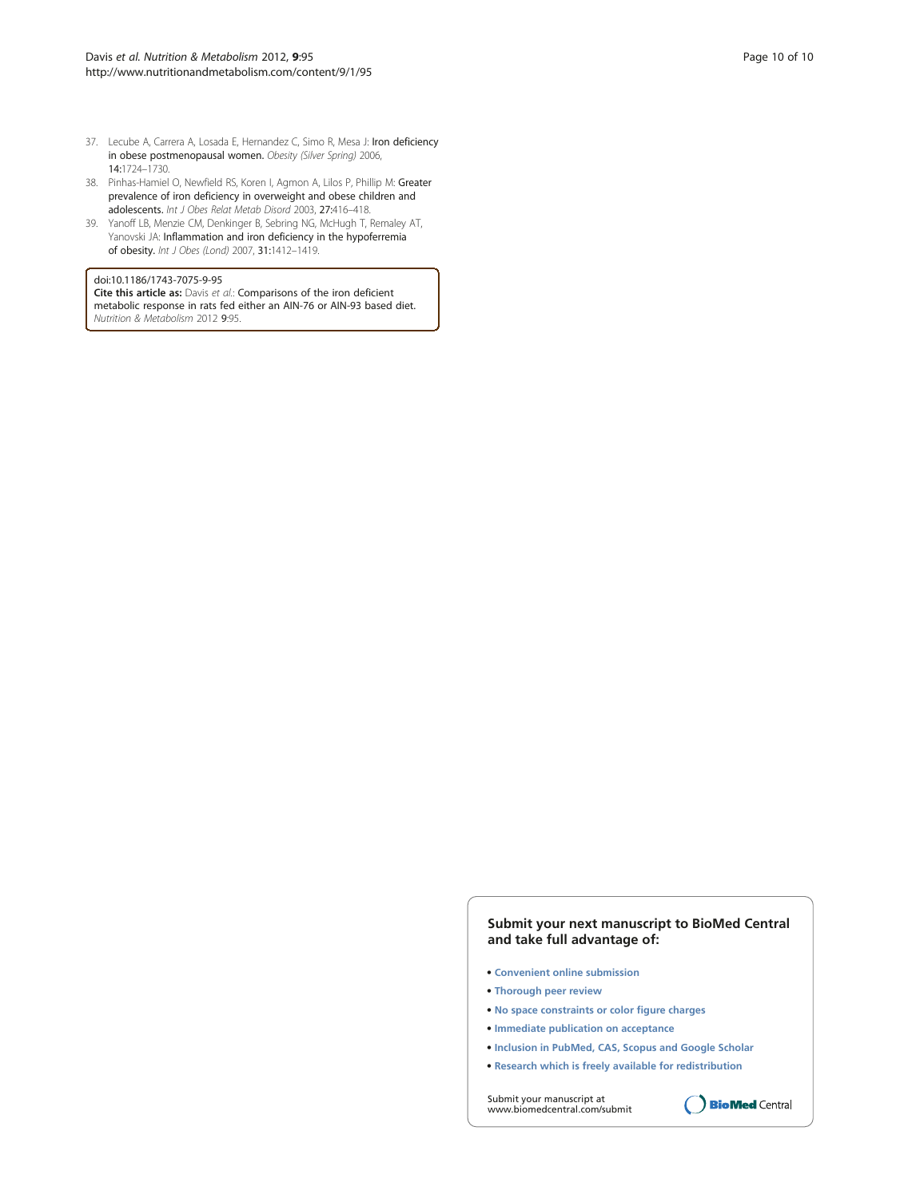37. Lecube A, Carrera A, Losada E, Hernandez C, Simo R, Mesa J: **Iron deficiency in obese postmenopausal women.** *Obesity (Silver Spring)* 2006, **14:**1724–1730.
38. Pinhas-Hamiel O, Newfield RS, Koren I, Agmon A, Lilos P, Phillip M: **Greater prevalence of iron deficiency in overweight and obese children and adolescents.** *Int J Obes Relat Metab Disord* 2003, **27:**416–418.
39. Yanoff LB, Menzie CM, Denkinger B, Sebring NG, McHugh T, Remaley AT, Yanovski JA: **Inflammation and iron deficiency in the hypoferremia of obesity.** *Int J Obes (Lond)* 2007, **31:**1412–1419.

doi:10.1186/1743-7075-9-95
**Cite this article as:** Davis *et al.*: Comparisons of the iron deficient metabolic response in rats fed either an AIN-76 or AIN-93 based diet. *Nutrition & Metabolism* 2012 **9**:95.

**Submit your next manuscript to BioMed Central and take full advantage of:**

- **Convenient online submission**
- **Thorough peer review**
- **No space constraints or color figure charges**
- **Immediate publication on acceptance**
- **Inclusion in PubMed, CAS, Scopus and Google Scholar**
- **Research which is freely available for redistribution**

Submit your manuscript at
www.biomedcentral.com/submit

BioMed Central